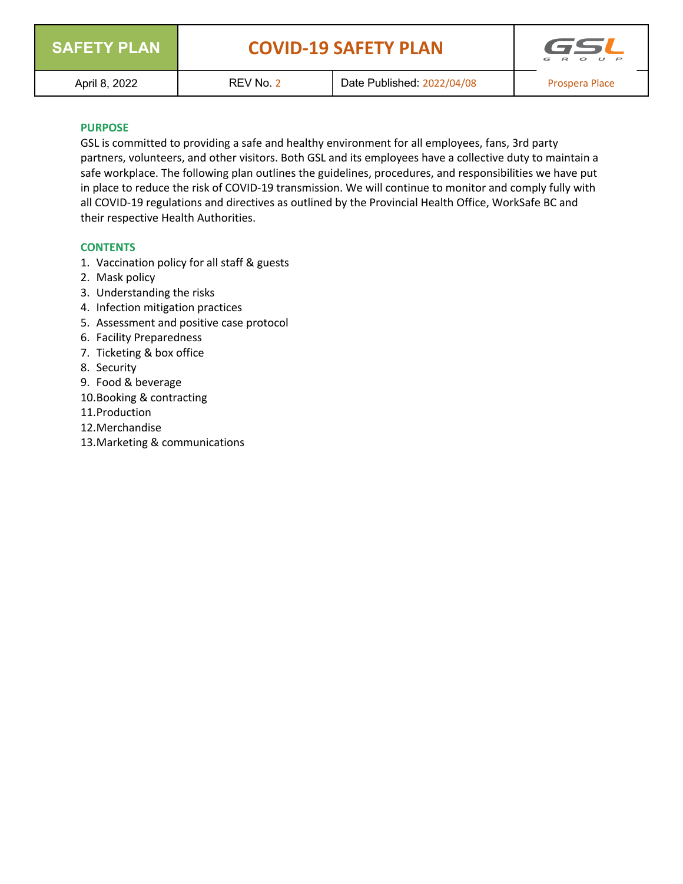| SAFETY PLAN | COVID-19 SAFETY PLAN | | GSL GROUP |
|---|---|---|---|
| April 8, 2022 | REV No. 2 | Date Published: 2022/04/08 | Prospera Place |

## PURPOSE

GSL is committed to providing a safe and healthy environment for all employees, fans, 3rd party partners, volunteers, and other visitors. Both GSL and its employees have a collective duty to maintain a safe workplace. The following plan outlines the guidelines, procedures, and responsibilities we have put in place to reduce the risk of COVID-19 transmission. We will continue to monitor and comply fully with all COVID-19 regulations and directives as outlined by the Provincial Health Office, WorkSafe BC and their respective Health Authorities.

## CONTENTS

1. Vaccination policy for all staff & guests
2. Mask policy
3. Understanding the risks
4. Infection mitigation practices
5. Assessment and positive case protocol
6. Facility Preparedness
7. Ticketing & box office
8. Security
9. Food & beverage
10. Booking & contracting
11. Production
12. Merchandise
13. Marketing & communications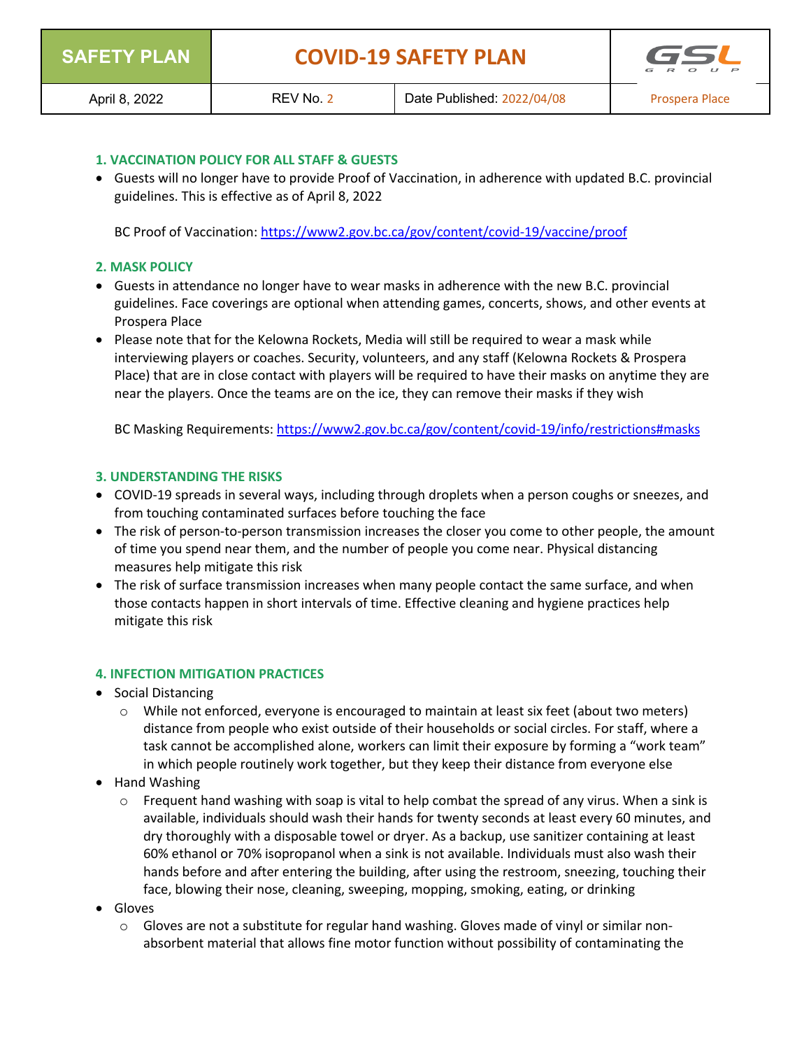1. VACCINATION POLICY FOR ALL STAFF & GUESTS

- Guests will no longer have to provide Proof of Vaccination, in adherence with updated B.C. provincial guidelines. This is effective as of April 8, 2022

  BC Proof of Vaccination: https://www2.gov.bc.ca/gov/content/covid-19/vaccine/proof

2. MASK POLICY

- Guests in attendance no longer have to wear masks in adherence with the new B.C. provincial guidelines. Face coverings are optional when attending games, concerts, shows, and other events at Prospera Place
- Please note that for the Kelowna Rockets, Media will still be required to wear a mask while interviewing players or coaches. Security, volunteers, and any staff (Kelowna Rockets & Prospera Place) that are in close contact with players will be required to have their masks on anytime they are near the players. Once the teams are on the ice, they can remove their masks if they wish

  BC Masking Requirements: https://www2.gov.bc.ca/gov/content/covid-19/info/restrictions#masks

3. UNDERSTANDING THE RISKS

- COVID-19 spreads in several ways, including through droplets when a person coughs or sneezes, and from touching contaminated surfaces before touching the face
- The risk of person-to-person transmission increases the closer you come to other people, the amount of time you spend near them, and the number of people you come near. Physical distancing measures help mitigate this risk
- The risk of surface transmission increases when many people contact the same surface, and when those contacts happen in short intervals of time. Effective cleaning and hygiene practices help mitigate this risk

4. INFECTION MITIGATION PRACTICES

- Social Distancing
  - While not enforced, everyone is encouraged to maintain at least six feet (about two meters) distance from people who exist outside of their households or social circles. For staff, where a task cannot be accomplished alone, workers can limit their exposure by forming a "work team" in which people routinely work together, but they keep their distance from everyone else
- Hand Washing
  - Frequent hand washing with soap is vital to help combat the spread of any virus. When a sink is available, individuals should wash their hands for twenty seconds at least every 60 minutes, and dry thoroughly with a disposable towel or dryer. As a backup, use sanitizer containing at least 60% ethanol or 70% isopropanol when a sink is not available. Individuals must also wash their hands before and after entering the building, after using the restroom, sneezing, touching their face, blowing their nose, cleaning, sweeping, mopping, smoking, eating, or drinking
- Gloves
  - Gloves are not a substitute for regular hand washing. Gloves made of vinyl or similar non-absorbent material that allows fine motor function without possibility of contaminating the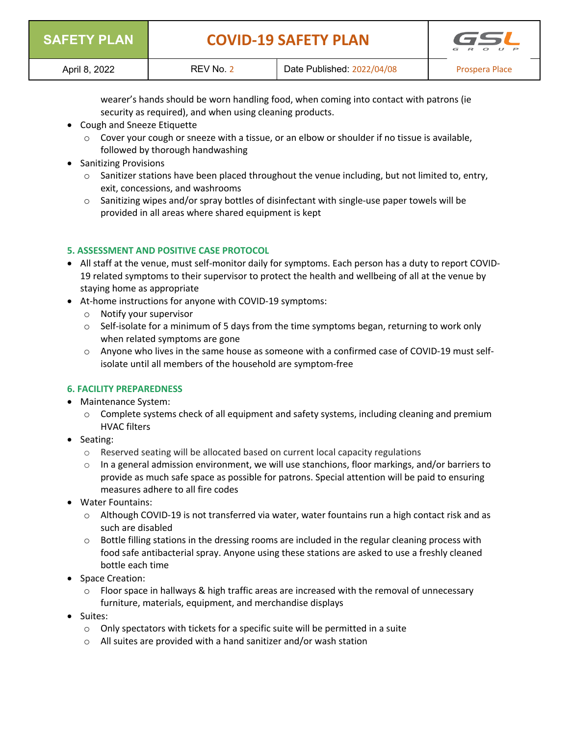wearer's hands should be worn handling food, when coming into contact with patrons (ie security as required), and when using cleaning products.

- Cough and Sneeze Etiquette
  - Cover your cough or sneeze with a tissue, or an elbow or shoulder if no tissue is available, followed by thorough handwashing
- Sanitizing Provisions
  - Sanitizer stations have been placed throughout the venue including, but not limited to, entry, exit, concessions, and washrooms
  - Sanitizing wipes and/or spray bottles of disinfectant with single-use paper towels will be provided in all areas where shared equipment is kept

### 5. ASSESSMENT AND POSITIVE CASE PROTOCOL

- All staff at the venue, must self-monitor daily for symptoms. Each person has a duty to report COVID-19 related symptoms to their supervisor to protect the health and wellbeing of all at the venue by staying home as appropriate
- At-home instructions for anyone with COVID-19 symptoms:
  - Notify your supervisor
  - Self-isolate for a minimum of 5 days from the time symptoms began, returning to work only when related symptoms are gone
  - Anyone who lives in the same house as someone with a confirmed case of COVID-19 must self-isolate until all members of the household are symptom-free

### 6. FACILITY PREPAREDNESS

- Maintenance System:
  - Complete systems check of all equipment and safety systems, including cleaning and premium HVAC filters
- Seating:
  - Reserved seating will be allocated based on current local capacity regulations
  - In a general admission environment, we will use stanchions, floor markings, and/or barriers to provide as much safe space as possible for patrons. Special attention will be paid to ensuring measures adhere to all fire codes
- Water Fountains:
  - Although COVID-19 is not transferred via water, water fountains run a high contact risk and as such are disabled
  - Bottle filling stations in the dressing rooms are included in the regular cleaning process with food safe antibacterial spray. Anyone using these stations are asked to use a freshly cleaned bottle each time
- Space Creation:
  - Floor space in hallways & high traffic areas are increased with the removal of unnecessary furniture, materials, equipment, and merchandise displays
- Suites:
  - Only spectators with tickets for a specific suite will be permitted in a suite
  - All suites are provided with a hand sanitizer and/or wash station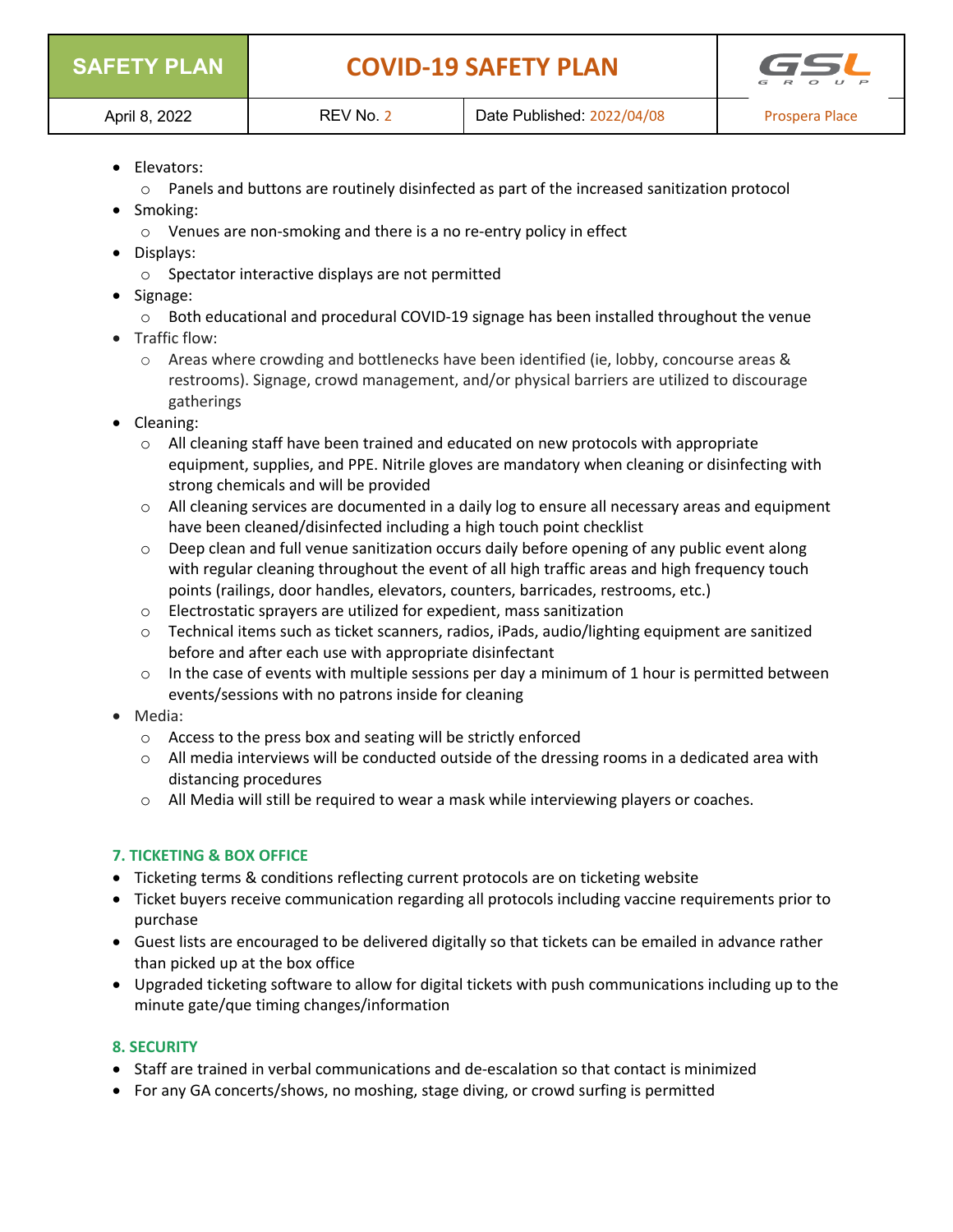- Elevators:
  - Panels and buttons are routinely disinfected as part of the increased sanitization protocol
- Smoking:
  - Venues are non-smoking and there is a no re-entry policy in effect
- Displays:
  - Spectator interactive displays are not permitted
- Signage:
  - Both educational and procedural COVID-19 signage has been installed throughout the venue
- Traffic flow:
  - Areas where crowding and bottlenecks have been identified (ie, lobby, concourse areas & restrooms). Signage, crowd management, and/or physical barriers are utilized to discourage gatherings
- Cleaning:
  - All cleaning staff have been trained and educated on new protocols with appropriate equipment, supplies, and PPE. Nitrile gloves are mandatory when cleaning or disinfecting with strong chemicals and will be provided
  - All cleaning services are documented in a daily log to ensure all necessary areas and equipment have been cleaned/disinfected including a high touch point checklist
  - Deep clean and full venue sanitization occurs daily before opening of any public event along with regular cleaning throughout the event of all high traffic areas and high frequency touch points (railings, door handles, elevators, counters, barricades, restrooms, etc.)
  - Electrostatic sprayers are utilized for expedient, mass sanitization
  - Technical items such as ticket scanners, radios, iPads, audio/lighting equipment are sanitized before and after each use with appropriate disinfectant
  - In the case of events with multiple sessions per day a minimum of 1 hour is permitted between events/sessions with no patrons inside for cleaning
- Media:
  - Access to the press box and seating will be strictly enforced
  - All media interviews will be conducted outside of the dressing rooms in a dedicated area with distancing procedures
  - All Media will still be required to wear a mask while interviewing players or coaches.

### 7. TICKETING & BOX OFFICE

- Ticketing terms & conditions reflecting current protocols are on ticketing website
- Ticket buyers receive communication regarding all protocols including vaccine requirements prior to purchase
- Guest lists are encouraged to be delivered digitally so that tickets can be emailed in advance rather than picked up at the box office
- Upgraded ticketing software to allow for digital tickets with push communications including up to the minute gate/que timing changes/information

### 8. SECURITY

- Staff are trained in verbal communications and de-escalation so that contact is minimized
- For any GA concerts/shows, no moshing, stage diving, or crowd surfing is permitted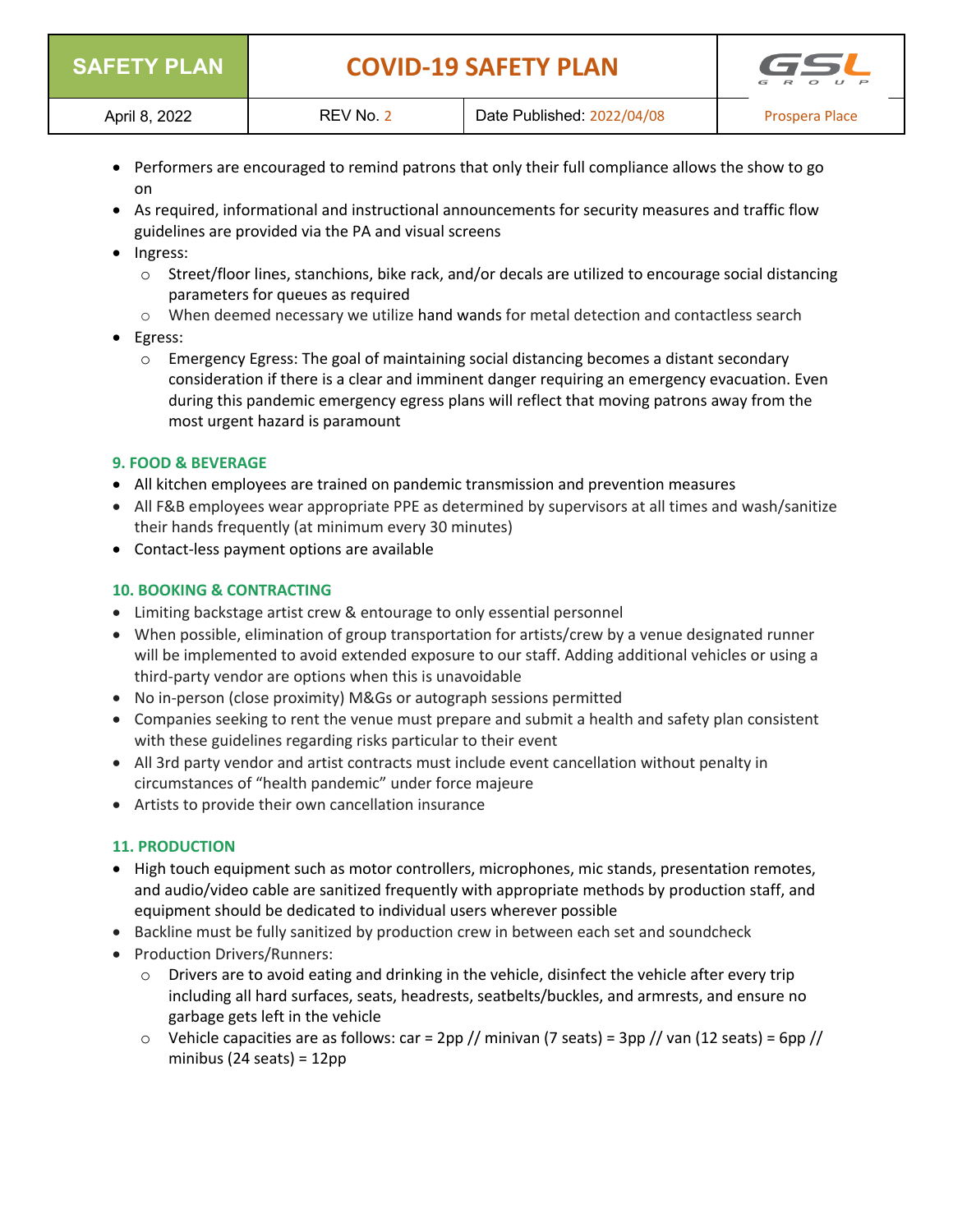- Performers are encouraged to remind patrons that only their full compliance allows the show to go on
- As required, informational and instructional announcements for security measures and traffic flow guidelines are provided via the PA and visual screens
- Ingress:
  - Street/floor lines, stanchions, bike rack, and/or decals are utilized to encourage social distancing parameters for queues as required
  - When deemed necessary we utilize hand wands for metal detection and contactless search
- Egress:
  - Emergency Egress: The goal of maintaining social distancing becomes a distant secondary consideration if there is a clear and imminent danger requiring an emergency evacuation. Even during this pandemic emergency egress plans will reflect that moving patrons away from the most urgent hazard is paramount

## 9. FOOD & BEVERAGE

- All kitchen employees are trained on pandemic transmission and prevention measures
- All F&B employees wear appropriate PPE as determined by supervisors at all times and wash/sanitize their hands frequently (at minimum every 30 minutes)
- Contact-less payment options are available

## 10. BOOKING & CONTRACTING

- Limiting backstage artist crew & entourage to only essential personnel
- When possible, elimination of group transportation for artists/crew by a venue designated runner will be implemented to avoid extended exposure to our staff. Adding additional vehicles or using a third-party vendor are options when this is unavoidable
- No in-person (close proximity) M&Gs or autograph sessions permitted
- Companies seeking to rent the venue must prepare and submit a health and safety plan consistent with these guidelines regarding risks particular to their event
- All 3rd party vendor and artist contracts must include event cancellation without penalty in circumstances of "health pandemic" under force majeure
- Artists to provide their own cancellation insurance

## 11. PRODUCTION

- High touch equipment such as motor controllers, microphones, mic stands, presentation remotes, and audio/video cable are sanitized frequently with appropriate methods by production staff, and equipment should be dedicated to individual users wherever possible
- Backline must be fully sanitized by production crew in between each set and soundcheck
- Production Drivers/Runners:
  - Drivers are to avoid eating and drinking in the vehicle, disinfect the vehicle after every trip including all hard surfaces, seats, headrests, seatbelts/buckles, and armrests, and ensure no garbage gets left in the vehicle
  - Vehicle capacities are as follows: car = 2pp // minivan (7 seats) = 3pp // van (12 seats) = 6pp // minibus (24 seats) = 12pp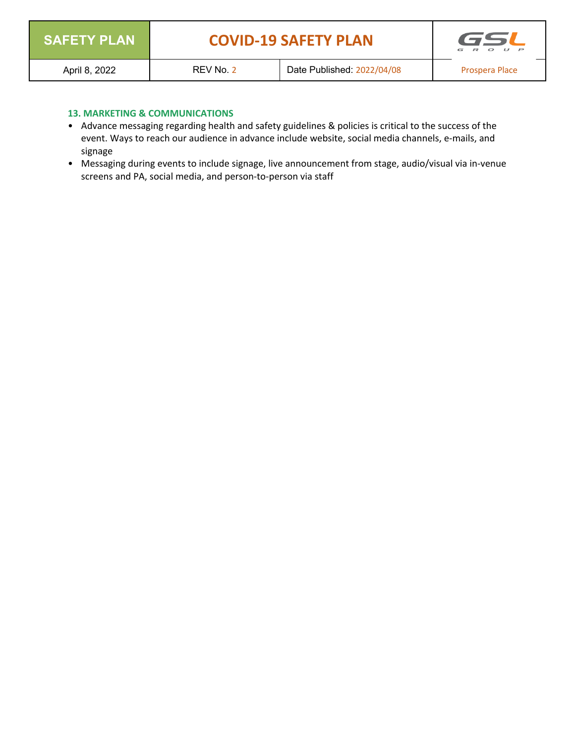### 13. MARKETING & COMMUNICATIONS

- Advance messaging regarding health and safety guidelines & policies is critical to the success of the event. Ways to reach our audience in advance include website, social media channels, e-mails, and signage
- Messaging during events to include signage, live announcement from stage, audio/visual via in-venue screens and PA, social media, and person-to-person via staff